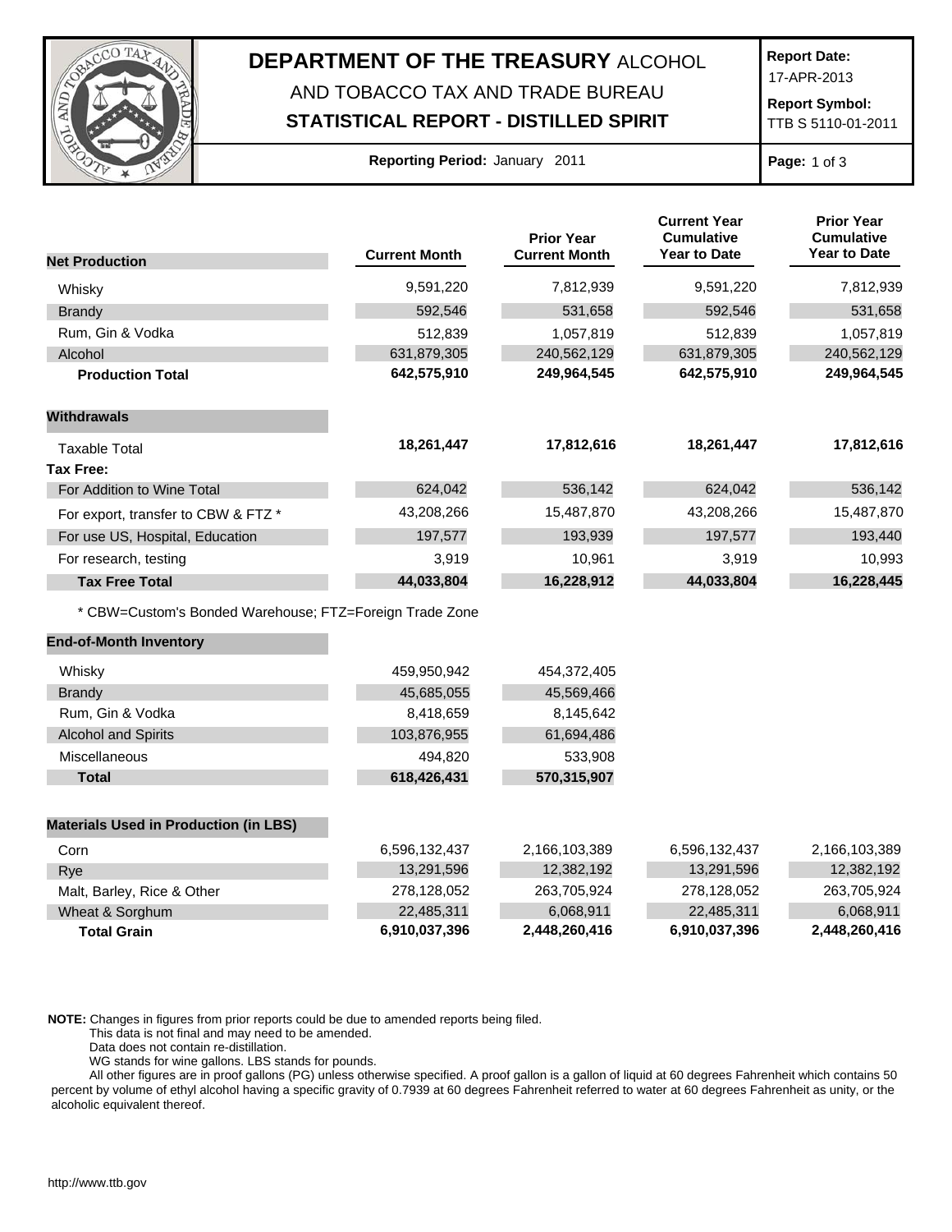# DEPARTMENT OF THE TREASURY ALCOHOL AND TOBACCO TAX AND TRADE BUREAU

## STATISTICAL REPORT - DISTILLED SPIRIT

**Report Date:** 17-APR-2013

**Report Symbol:** TTB S 5110-01-2011

**Reporting Period:** January 2011

| Net Production | Current Month | Prior Year Current Month | Current Year Cumulative Year to Date | Prior Year Cumulative Year to Date |
|---|---|---|---|---|
| Whisky | 9,591,220 | 7,812,939 | 9,591,220 | 7,812,939 |
| Brandy | 592,546 | 531,658 | 592,546 | 531,658 |
| Rum, Gin & Vodka | 512,839 | 1,057,819 | 512,839 | 1,057,819 |
| Alcohol | 631,879,305 | 240,562,129 | 631,879,305 | 240,562,129 |
| **Production Total** | **642,575,910** | **249,964,545** | **642,575,910** | **249,964,545** |
| **Withdrawals** | | | | |
| Taxable Total | **18,261,447** | **17,812,616** | **18,261,447** | **17,812,616** |
| **Tax Free:** | | | | |
| For Addition to Wine Total | 624,042 | 536,142 | 624,042 | 536,142 |
| For export, transfer to CBW & FTZ * | 43,208,266 | 15,487,870 | 43,208,266 | 15,487,870 |
| For use US, Hospital, Education | 197,577 | 193,939 | 197,577 | 193,440 |
| For research, testing | 3,919 | 10,961 | 3,919 | 10,993 |
| **Tax Free Total** | **44,033,804** | **16,228,912** | **44,033,804** | **16,228,445** |

* CBW=Custom's Bonded Warehouse; FTZ=Foreign Trade Zone

| End-of-Month Inventory | Current Month | Prior Year Current Month |
|---|---|---|
| Whisky | 459,950,942 | 454,372,405 |
| Brandy | 45,685,055 | 45,569,466 |
| Rum, Gin & Vodka | 8,418,659 | 8,145,642 |
| Alcohol and Spirits | 103,876,955 | 61,694,486 |
| Miscellaneous | 494,820 | 533,908 |
| **Total** | **618,426,431** | **570,315,907** |

| Materials Used in Production (in LBS) | Current Month | Prior Year Current Month | Current Year Cumulative Year to Date | Prior Year Cumulative Year to Date |
|---|---|---|---|---|
| Corn | 6,596,132,437 | 2,166,103,389 | 6,596,132,437 | 2,166,103,389 |
| Rye | 13,291,596 | 12,382,192 | 13,291,596 | 12,382,192 |
| Malt, Barley, Rice & Other | 278,128,052 | 263,705,924 | 278,128,052 | 263,705,924 |
| Wheat & Sorghum | 22,485,311 | 6,068,911 | 22,485,311 | 6,068,911 |
| **Total Grain** | **6,910,037,396** | **2,448,260,416** | **6,910,037,396** | **2,448,260,416** |

**NOTE:** Changes in figures from prior reports could be due to amended reports being filed.
This data is not final and may need to be amended.
Data does not contain re-distillation.
WG stands for wine gallons. LBS stands for pounds.
All other figures are in proof gallons (PG) unless otherwise specified. A proof gallon is a gallon of liquid at 60 degrees Fahrenheit which contains 50 percent by volume of ethyl alcohol having a specific gravity of 0.7939 at 60 degrees Fahrenheit referred to water at 60 degrees Fahrenheit as unity, or the alcoholic equivalent thereof.

http://www.ttb.gov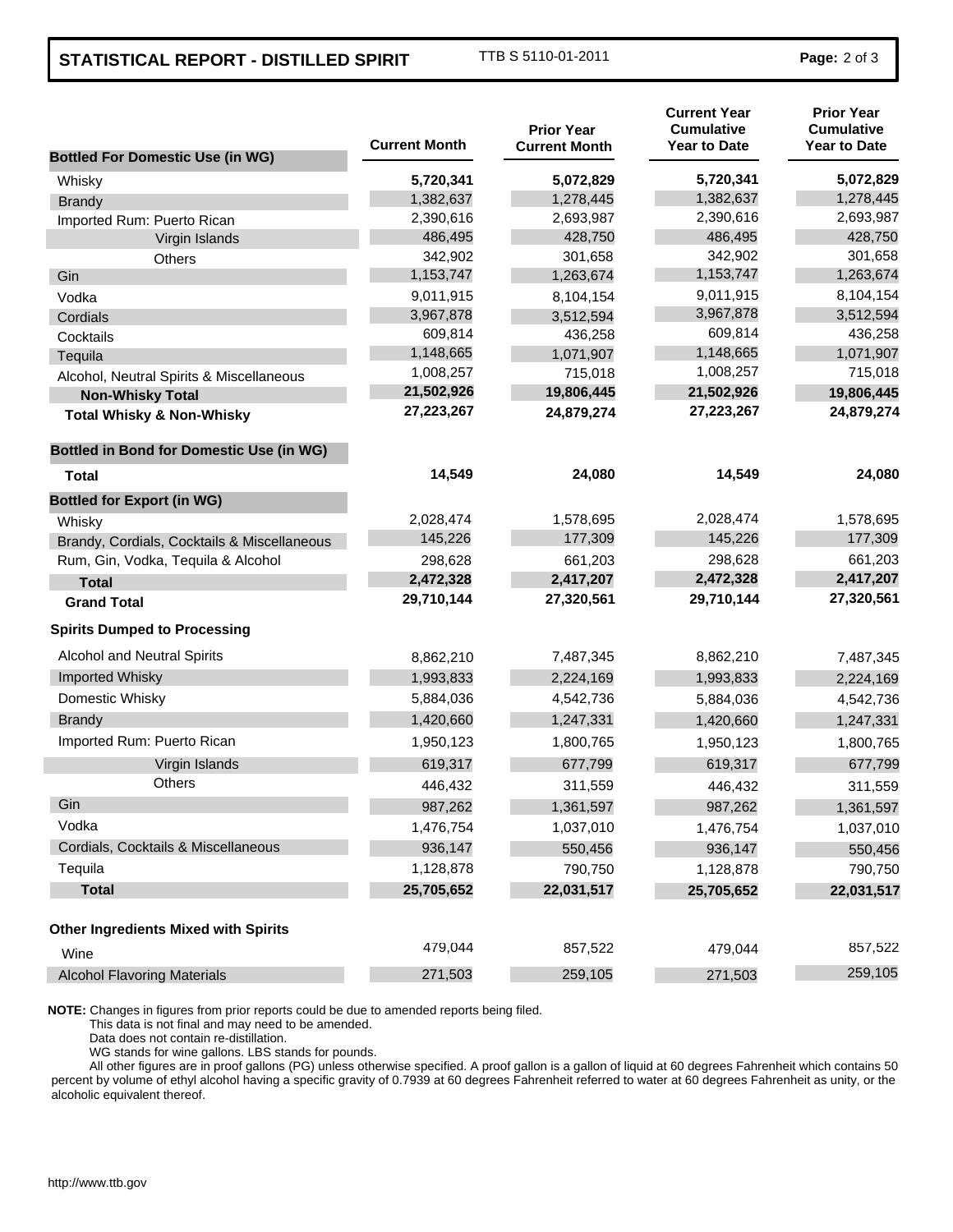## STATISTICAL REPORT - DISTILLED SPIRIT

TTB S 5110-01-2011

| | Current Month | Prior Year Current Month | Current Year Cumulative Year to Date | Prior Year Cumulative Year to Date |
|---|---|---|---|---|
| **Bottled For Domestic Use (in WG)** | | | | |
| Whisky | **5,720,341** | **5,072,829** | **5,720,341** | **5,072,829** |
| Brandy | 1,382,637 | 1,278,445 | 1,382,637 | 1,278,445 |
| Imported Rum: Puerto Rican | 2,390,616 | 2,693,987 | 2,390,616 | 2,693,987 |
| Virgin Islands | 486,495 | 428,750 | 486,495 | 428,750 |
| Others | 342,902 | 301,658 | 342,902 | 301,658 |
| Gin | 1,153,747 | 1,263,674 | 1,153,747 | 1,263,674 |
| Vodka | 9,011,915 | 8,104,154 | 9,011,915 | 8,104,154 |
| Cordials | 3,967,878 | 3,512,594 | 3,967,878 | 3,512,594 |
| Cocktails | 609,814 | 436,258 | 609,814 | 436,258 |
| Tequila | 1,148,665 | 1,071,907 | 1,148,665 | 1,071,907 |
| Alcohol, Neutral Spirits & Miscellaneous | 1,008,257 | 715,018 | 1,008,257 | 715,018 |
| **Non-Whisky Total** | **21,502,926** | **19,806,445** | **21,502,926** | **19,806,445** |
| **Total Whisky & Non-Whisky** | **27,223,267** | **24,879,274** | **27,223,267** | **24,879,274** |
| **Bottled in Bond for Domestic Use (in WG)** | | | | |
| **Total** | **14,549** | **24,080** | **14,549** | **24,080** |
| **Bottled for Export (in WG)** | | | | |
| Whisky | 2,028,474 | 1,578,695 | 2,028,474 | 1,578,695 |
| Brandy, Cordials, Cocktails & Miscellaneous | 145,226 | 177,309 | 145,226 | 177,309 |
| Rum, Gin, Vodka, Tequila & Alcohol | 298,628 | 661,203 | 298,628 | 661,203 |
| **Total** | **2,472,328** | **2,417,207** | **2,472,328** | **2,417,207** |
| **Grand Total** | **29,710,144** | **27,320,561** | **29,710,144** | **27,320,561** |
| **Spirits Dumped to Processing** | | | | |
| Alcohol and Neutral Spirits | 8,862,210 | 7,487,345 | 8,862,210 | 7,487,345 |
| Imported Whisky | 1,993,833 | 2,224,169 | 1,993,833 | 2,224,169 |
| Domestic Whisky | 5,884,036 | 4,542,736 | 5,884,036 | 4,542,736 |
| Brandy | 1,420,660 | 1,247,331 | 1,420,660 | 1,247,331 |
| Imported Rum: Puerto Rican | 1,950,123 | 1,800,765 | 1,950,123 | 1,800,765 |
| Virgin Islands | 619,317 | 677,799 | 619,317 | 677,799 |
| Others | 446,432 | 311,559 | 446,432 | 311,559 |
| Gin | 987,262 | 1,361,597 | 987,262 | 1,361,597 |
| Vodka | 1,476,754 | 1,037,010 | 1,476,754 | 1,037,010 |
| Cordials, Cocktails & Miscellaneous | 936,147 | 550,456 | 936,147 | 550,456 |
| Tequila | 1,128,878 | 790,750 | 1,128,878 | 790,750 |
| **Total** | **25,705,652** | **22,031,517** | **25,705,652** | **22,031,517** |
| **Other Ingredients Mixed with Spirits** | | | | |
| Wine | 479,044 | 857,522 | 479,044 | 857,522 |
| Alcohol Flavoring Materials | 271,503 | 259,105 | 271,503 | 259,105 |

**NOTE:** Changes in figures from prior reports could be due to amended reports being filed.
This data is not final and may need to be amended.
Data does not contain re-distillation.
WG stands for wine gallons. LBS stands for pounds.
All other figures are in proof gallons (PG) unless otherwise specified. A proof gallon is a gallon of liquid at 60 degrees Fahrenheit which contains 50 percent by volume of ethyl alcohol having a specific gravity of 0.7939 at 60 degrees Fahrenheit referred to water at 60 degrees Fahrenheit as unity, or the alcoholic equivalent thereof.

http://www.ttb.gov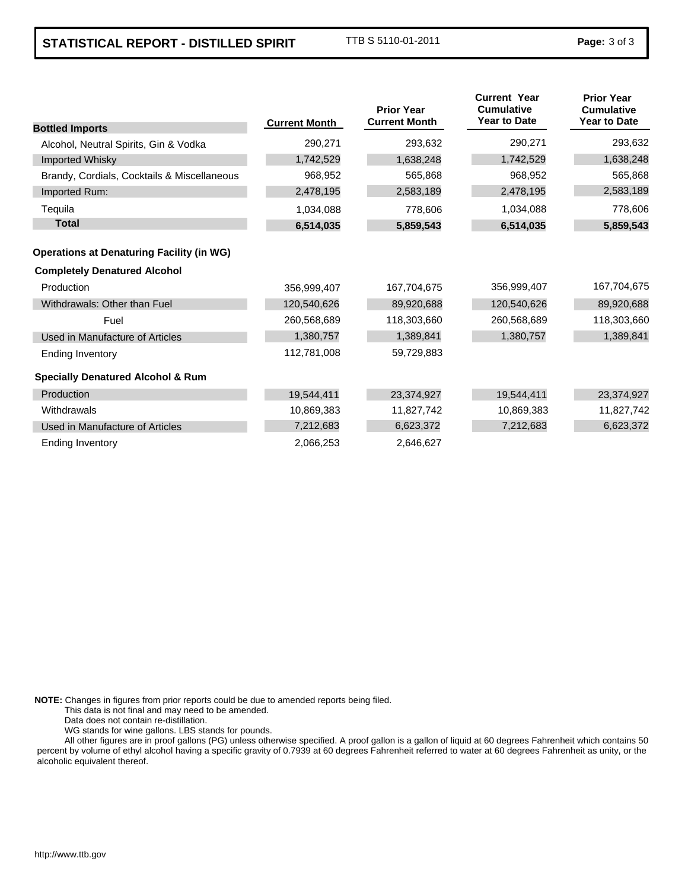## STATISTICAL REPORT - DISTILLED SPIRIT

TTB S 5110-01-2011

| Bottled Imports | Current Month | Prior Year Current Month | Current Year Cumulative Year to Date | Prior Year Cumulative Year to Date |
|---|---|---|---|---|
| Alcohol, Neutral Spirits, Gin & Vodka | 290,271 | 293,632 | 290,271 | 293,632 |
| Imported Whisky | 1,742,529 | 1,638,248 | 1,742,529 | 1,638,248 |
| Brandy, Cordials, Cocktails & Miscellaneous | 968,952 | 565,868 | 968,952 | 565,868 |
| Imported Rum: | 2,478,195 | 2,583,189 | 2,478,195 | 2,583,189 |
| Tequila | 1,034,088 | 778,606 | 1,034,088 | 778,606 |
| **Total** | **6,514,035** | **5,859,543** | **6,514,035** | **5,859,543** |
| **Operations at Denaturing Facility (in WG)** | | | | |
| **Completely Denatured Alcohol** | | | | |
| Production | 356,999,407 | 167,704,675 | 356,999,407 | 167,704,675 |
| Withdrawals: Other than Fuel | 120,540,626 | 89,920,688 | 120,540,626 | 89,920,688 |
| Fuel | 260,568,689 | 118,303,660 | 260,568,689 | 118,303,660 |
| Used in Manufacture of Articles | 1,380,757 | 1,389,841 | 1,380,757 | 1,389,841 |
| Ending Inventory | 112,781,008 | 59,729,883 | | |
| **Specially Denatured Alcohol & Rum** | | | | |
| Production | 19,544,411 | 23,374,927 | 19,544,411 | 23,374,927 |
| Withdrawals | 10,869,383 | 11,827,742 | 10,869,383 | 11,827,742 |
| Used in Manufacture of Articles | 7,212,683 | 6,623,372 | 7,212,683 | 6,623,372 |
| Ending Inventory | 2,066,253 | 2,646,627 | | |

**NOTE:** Changes in figures from prior reports could be due to amended reports being filed.
This data is not final and may need to be amended.
Data does not contain re-distillation.
WG stands for wine gallons. LBS stands for pounds.
All other figures are in proof gallons (PG) unless otherwise specified. A proof gallon is a gallon of liquid at 60 degrees Fahrenheit which contains 50 percent by volume of ethyl alcohol having a specific gravity of 0.7939 at 60 degrees Fahrenheit referred to water at 60 degrees Fahrenheit as unity, or the alcoholic equivalent thereof.

http://www.ttb.gov